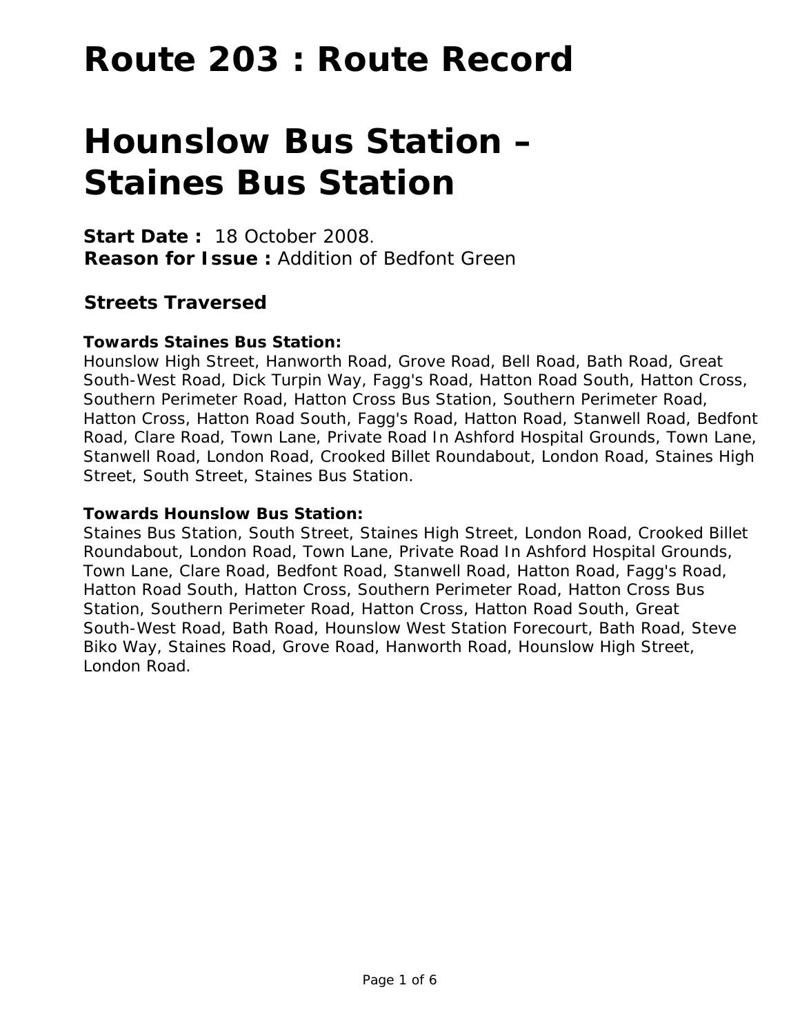# Route 203 : Route Record

# Hounslow Bus Station – Staines Bus Station

**Start Date :** 18 October 2008.
**Reason for Issue :** Addition of Bedfont Green

## Streets Traversed

**Towards Staines Bus Station:**
Hounslow High Street, Hanworth Road, Grove Road, Bell Road, Bath Road, Great South-West Road, Dick Turpin Way, Fagg's Road, Hatton Road South, Hatton Cross, Southern Perimeter Road, Hatton Cross Bus Station, Southern Perimeter Road, Hatton Cross, Hatton Road South, Fagg's Road, Hatton Road, Stanwell Road, Bedfont Road, Clare Road, Town Lane, Private Road In Ashford Hospital Grounds, Town Lane, Stanwell Road, London Road, Crooked Billet Roundabout, London Road, Staines High Street, South Street, Staines Bus Station.

**Towards Hounslow Bus Station:**
Staines Bus Station, South Street, Staines High Street, London Road, Crooked Billet Roundabout, London Road, Town Lane, Private Road In Ashford Hospital Grounds, Town Lane, Clare Road, Bedfont Road, Stanwell Road, Hatton Road, Fagg's Road, Hatton Road South, Hatton Cross, Southern Perimeter Road, Hatton Cross Bus Station, Southern Perimeter Road, Hatton Cross, Hatton Road South, Great South-West Road, Bath Road, Hounslow West Station Forecourt, Bath Road, Steve Biko Way, Staines Road, Grove Road, Hanworth Road, Hounslow High Street, London Road.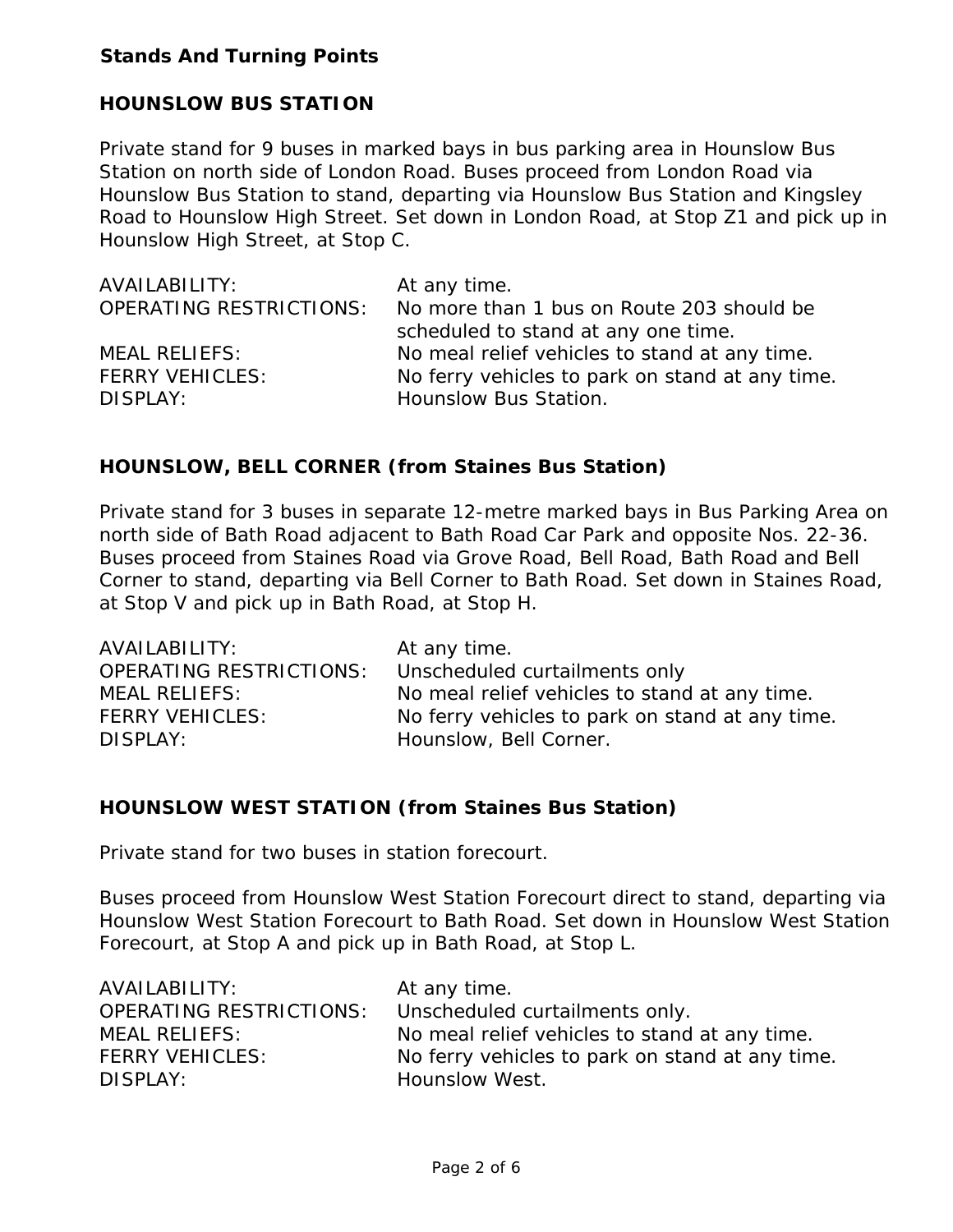## Stands And Turning Points

### HOUNSLOW BUS STATION

Private stand for 9 buses in marked bays in bus parking area in Hounslow Bus Station on north side of London Road. Buses proceed from London Road via Hounslow Bus Station to stand, departing via Hounslow Bus Station and Kingsley Road to Hounslow High Street. Set down in London Road, at Stop Z1 and pick up in Hounslow High Street, at Stop C.

| | |
|---|---|
| AVAILABILITY: | At any time. |
| OPERATING RESTRICTIONS: | No more than 1 bus on Route 203 should be scheduled to stand at any one time. |
| MEAL RELIEFS: | No meal relief vehicles to stand at any time. |
| FERRY VEHICLES: | No ferry vehicles to park on stand at any time. |
| DISPLAY: | Hounslow Bus Station. |

### HOUNSLOW, BELL CORNER (from Staines Bus Station)

Private stand for 3 buses in separate 12-metre marked bays in Bus Parking Area on north side of Bath Road adjacent to Bath Road Car Park and opposite Nos. 22-36. Buses proceed from Staines Road via Grove Road, Bell Road, Bath Road and Bell Corner to stand, departing via Bell Corner to Bath Road. Set down in Staines Road, at Stop V and pick up in Bath Road, at Stop H.

| | |
|---|---|
| AVAILABILITY: | At any time. |
| OPERATING RESTRICTIONS: | Unscheduled curtailments only |
| MEAL RELIEFS: | No meal relief vehicles to stand at any time. |
| FERRY VEHICLES: | No ferry vehicles to park on stand at any time. |
| DISPLAY: | Hounslow, Bell Corner. |

### HOUNSLOW WEST STATION (from Staines Bus Station)

Private stand for two buses in station forecourt.

Buses proceed from Hounslow West Station Forecourt direct to stand, departing via Hounslow West Station Forecourt to Bath Road. Set down in Hounslow West Station Forecourt, at Stop A and pick up in Bath Road, at Stop L.

| | |
|---|---|
| AVAILABILITY: | At any time. |
| OPERATING RESTRICTIONS: | Unscheduled curtailments only. |
| MEAL RELIEFS: | No meal relief vehicles to stand at any time. |
| FERRY VEHICLES: | No ferry vehicles to park on stand at any time. |
| DISPLAY: | Hounslow West. |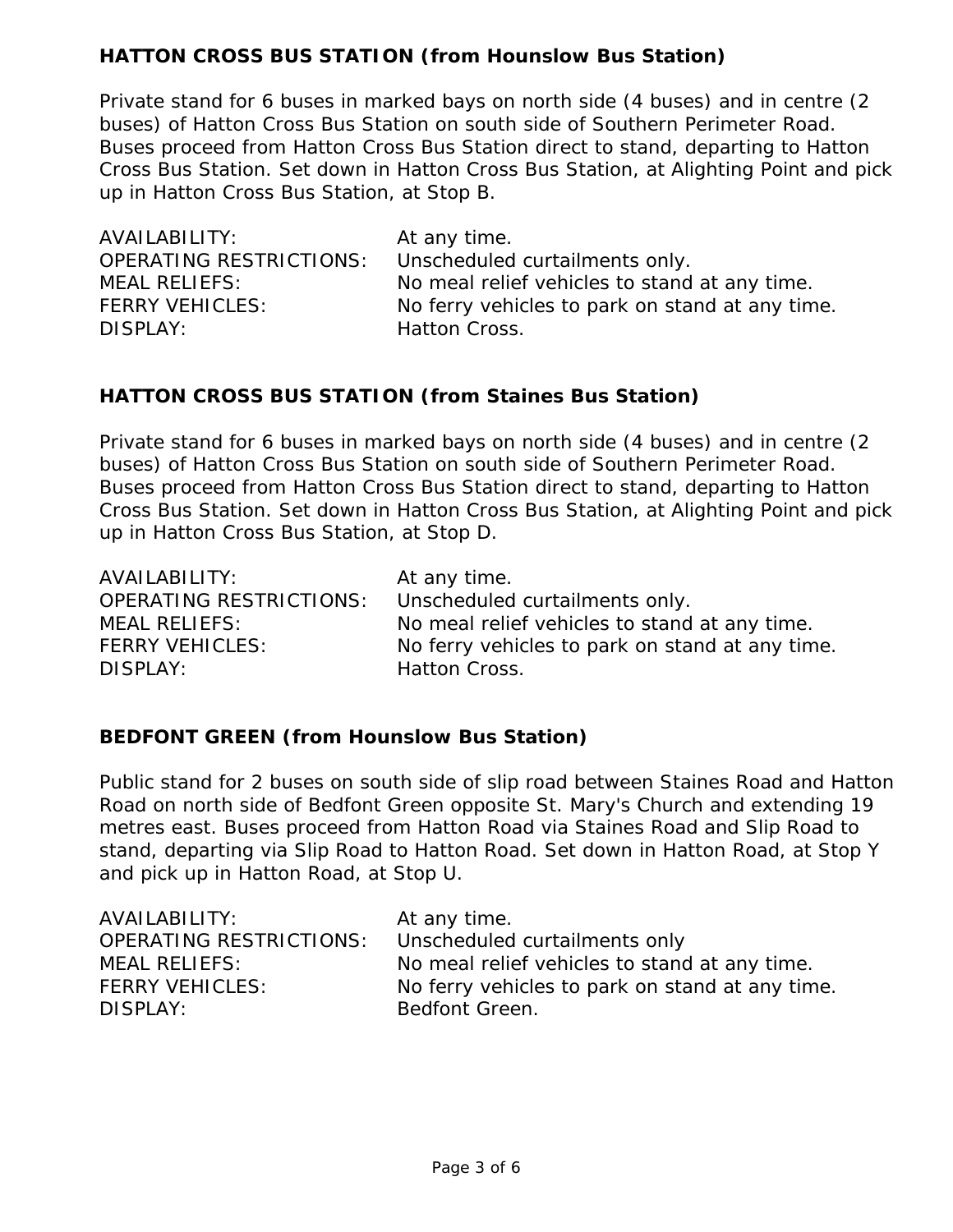**HATTON CROSS BUS STATION (from Hounslow Bus Station)**

Private stand for 6 buses in marked bays on north side (4 buses) and in centre (2 buses) of Hatton Cross Bus Station on south side of Southern Perimeter Road. Buses proceed from Hatton Cross Bus Station direct to stand, departing to Hatton Cross Bus Station. Set down in Hatton Cross Bus Station, at Alighting Point and pick up in Hatton Cross Bus Station, at Stop B.

| | |
|---|---|
| AVAILABILITY: | At any time. |
| OPERATING RESTRICTIONS: | Unscheduled curtailments only. |
| MEAL RELIEFS: | No meal relief vehicles to stand at any time. |
| FERRY VEHICLES: | No ferry vehicles to park on stand at any time. |
| DISPLAY: | Hatton Cross. |

**HATTON CROSS BUS STATION (from Staines Bus Station)**

Private stand for 6 buses in marked bays on north side (4 buses) and in centre (2 buses) of Hatton Cross Bus Station on south side of Southern Perimeter Road. Buses proceed from Hatton Cross Bus Station direct to stand, departing to Hatton Cross Bus Station. Set down in Hatton Cross Bus Station, at Alighting Point and pick up in Hatton Cross Bus Station, at Stop D.

| | |
|---|---|
| AVAILABILITY: | At any time. |
| OPERATING RESTRICTIONS: | Unscheduled curtailments only. |
| MEAL RELIEFS: | No meal relief vehicles to stand at any time. |
| FERRY VEHICLES: | No ferry vehicles to park on stand at any time. |
| DISPLAY: | Hatton Cross. |

**BEDFONT GREEN (from Hounslow Bus Station)**

Public stand for 2 buses on south side of slip road between Staines Road and Hatton Road on north side of Bedfont Green opposite St. Mary's Church and extending 19 metres east. Buses proceed from Hatton Road via Staines Road and Slip Road to stand, departing via Slip Road to Hatton Road. Set down in Hatton Road, at Stop Y and pick up in Hatton Road, at Stop U.

| | |
|---|---|
| AVAILABILITY: | At any time. |
| OPERATING RESTRICTIONS: | Unscheduled curtailments only |
| MEAL RELIEFS: | No meal relief vehicles to stand at any time. |
| FERRY VEHICLES: | No ferry vehicles to park on stand at any time. |
| DISPLAY: | Bedfont Green. |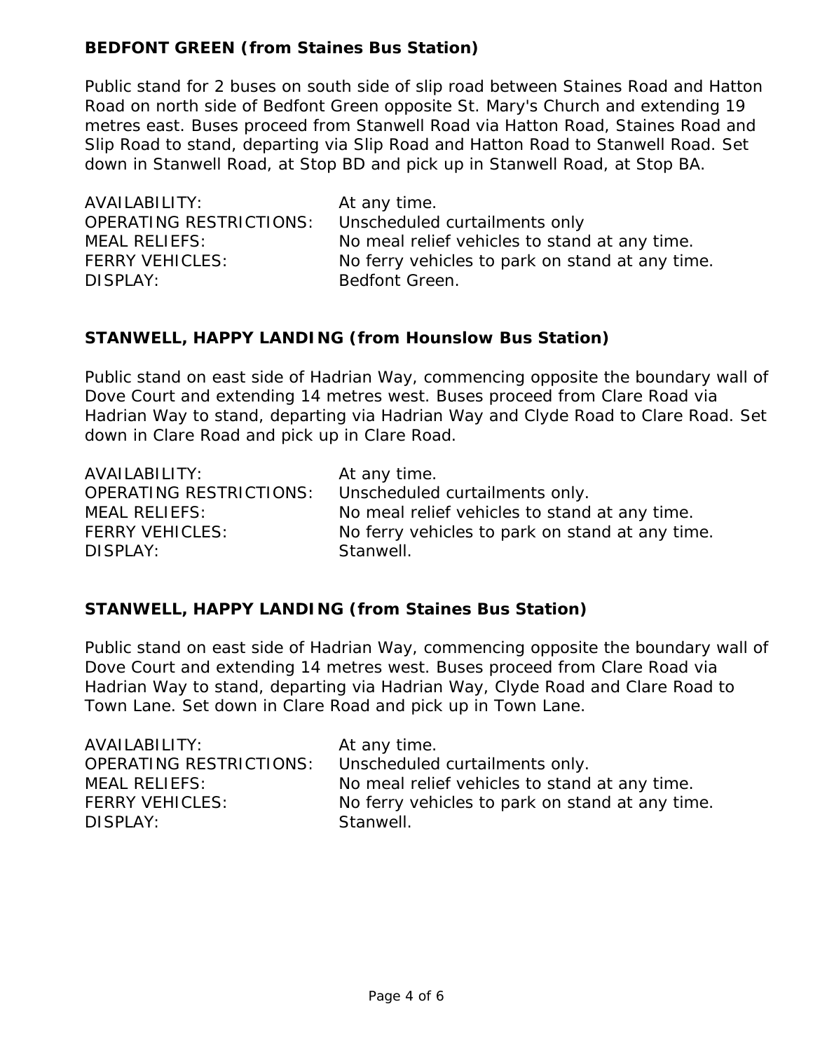**BEDFONT GREEN (from Staines Bus Station)**

Public stand for 2 buses on south side of slip road between Staines Road and Hatton Road on north side of Bedfont Green opposite St. Mary's Church and extending 19 metres east. Buses proceed from Stanwell Road via Hatton Road, Staines Road and Slip Road to stand, departing via Slip Road and Hatton Road to Stanwell Road. Set down in Stanwell Road, at Stop BD and pick up in Stanwell Road, at Stop BA.

| | |
|---|---|
| AVAILABILITY: | At any time. |
| OPERATING RESTRICTIONS: | Unscheduled curtailments only |
| MEAL RELIEFS: | No meal relief vehicles to stand at any time. |
| FERRY VEHICLES: | No ferry vehicles to park on stand at any time. |
| DISPLAY: | Bedfont Green. |

**STANWELL, HAPPY LANDING (from Hounslow Bus Station)**

Public stand on east side of Hadrian Way, commencing opposite the boundary wall of Dove Court and extending 14 metres west. Buses proceed from Clare Road via Hadrian Way to stand, departing via Hadrian Way and Clyde Road to Clare Road. Set down in Clare Road and pick up in Clare Road.

| | |
|---|---|
| AVAILABILITY: | At any time. |
| OPERATING RESTRICTIONS: | Unscheduled curtailments only. |
| MEAL RELIEFS: | No meal relief vehicles to stand at any time. |
| FERRY VEHICLES: | No ferry vehicles to park on stand at any time. |
| DISPLAY: | Stanwell. |

**STANWELL, HAPPY LANDING (from Staines Bus Station)**

Public stand on east side of Hadrian Way, commencing opposite the boundary wall of Dove Court and extending 14 metres west. Buses proceed from Clare Road via Hadrian Way to stand, departing via Hadrian Way, Clyde Road and Clare Road to Town Lane. Set down in Clare Road and pick up in Town Lane.

| | |
|---|---|
| AVAILABILITY: | At any time. |
| OPERATING RESTRICTIONS: | Unscheduled curtailments only. |
| MEAL RELIEFS: | No meal relief vehicles to stand at any time. |
| FERRY VEHICLES: | No ferry vehicles to park on stand at any time. |
| DISPLAY: | Stanwell. |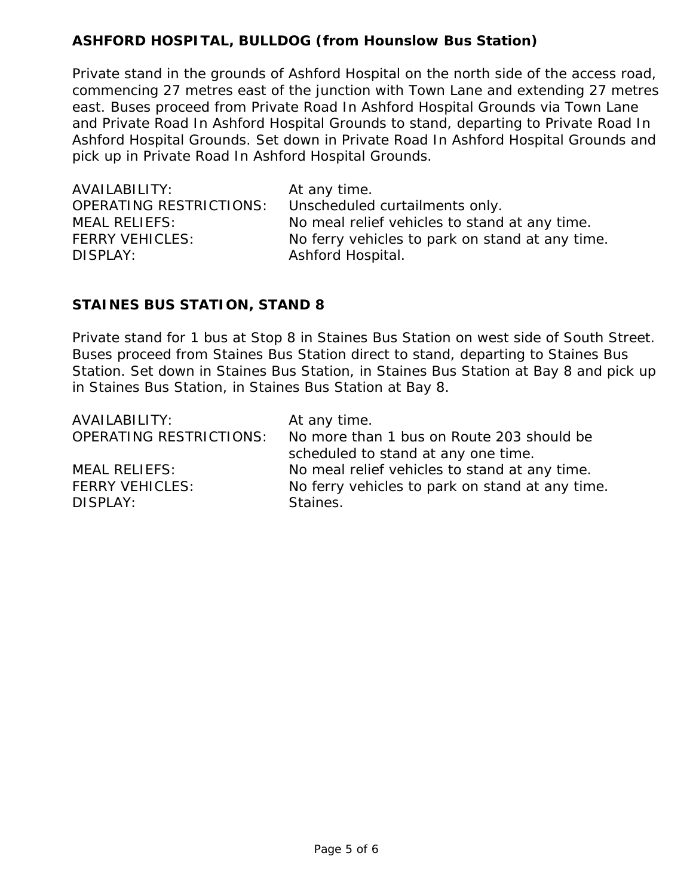**ASHFORD HOSPITAL, BULLDOG (from Hounslow Bus Station)**

Private stand in the grounds of Ashford Hospital on the north side of the access road, commencing 27 metres east of the junction with Town Lane and extending 27 metres east. Buses proceed from Private Road In Ashford Hospital Grounds via Town Lane and Private Road In Ashford Hospital Grounds to stand, departing to Private Road In Ashford Hospital Grounds. Set down in Private Road In Ashford Hospital Grounds and pick up in Private Road In Ashford Hospital Grounds.

| | |
|---|---|
| AVAILABILITY: | At any time. |
| OPERATING RESTRICTIONS: | Unscheduled curtailments only. |
| MEAL RELIEFS: | No meal relief vehicles to stand at any time. |
| FERRY VEHICLES: | No ferry vehicles to park on stand at any time. |
| DISPLAY: | Ashford Hospital. |

**STAINES BUS STATION, STAND 8**

Private stand for 1 bus at Stop 8 in Staines Bus Station on west side of South Street. Buses proceed from Staines Bus Station direct to stand, departing to Staines Bus Station. Set down in Staines Bus Station, in Staines Bus Station at Bay 8 and pick up in Staines Bus Station, in Staines Bus Station at Bay 8.

| | |
|---|---|
| AVAILABILITY: | At any time. |
| OPERATING RESTRICTIONS: | No more than 1 bus on Route 203 should be scheduled to stand at any one time. |
| MEAL RELIEFS: | No meal relief vehicles to stand at any time. |
| FERRY VEHICLES: | No ferry vehicles to park on stand at any time. |
| DISPLAY: | Staines. |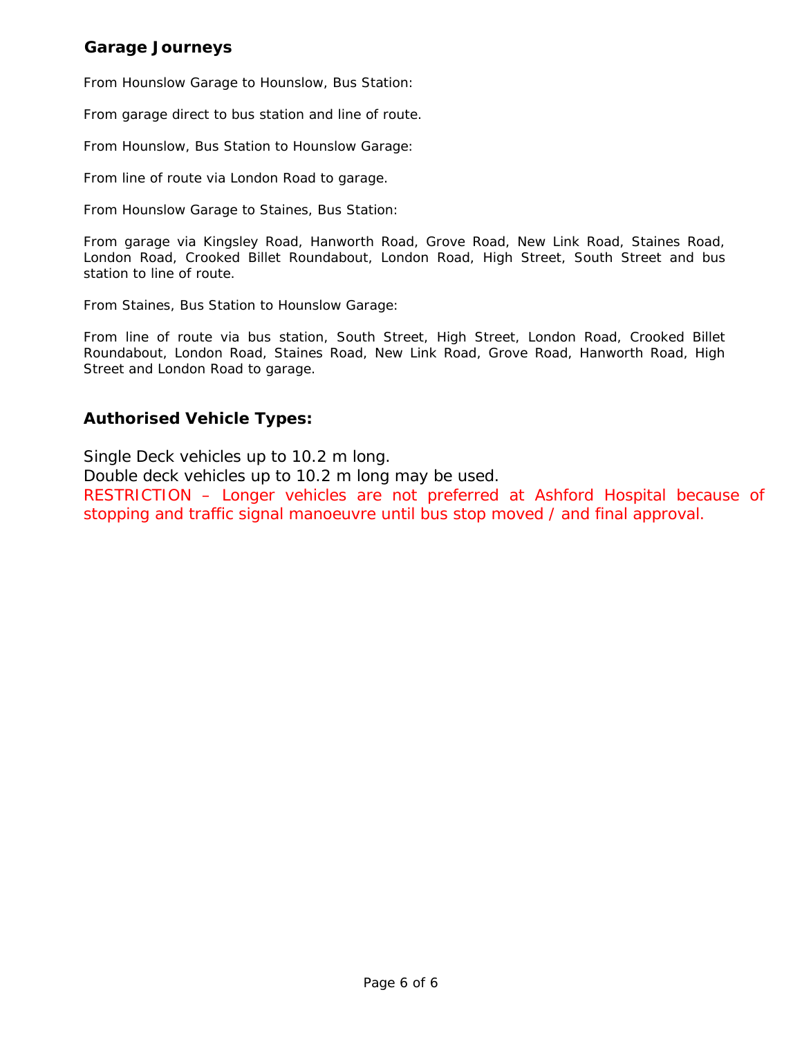## Garage Journeys

From Hounslow Garage to Hounslow, Bus Station:

From garage direct to bus station and line of route.

From Hounslow, Bus Station to Hounslow Garage:

From line of route via London Road to garage.

From Hounslow Garage to Staines, Bus Station:

From garage via Kingsley Road, Hanworth Road, Grove Road, New Link Road, Staines Road, London Road, Crooked Billet Roundabout, London Road, High Street, South Street and bus station to line of route.

From Staines, Bus Station to Hounslow Garage:

From line of route via bus station, South Street, High Street, London Road, Crooked Billet Roundabout, London Road, Staines Road, New Link Road, Grove Road, Hanworth Road, High Street and London Road to garage.

## Authorised Vehicle Types:

Single Deck vehicles up to 10.2 m long.
Double deck vehicles up to 10.2 m long may be used.
RESTRICTION – Longer vehicles are not preferred at Ashford Hospital because of stopping and traffic signal manoeuvre until bus stop moved / and final approval.